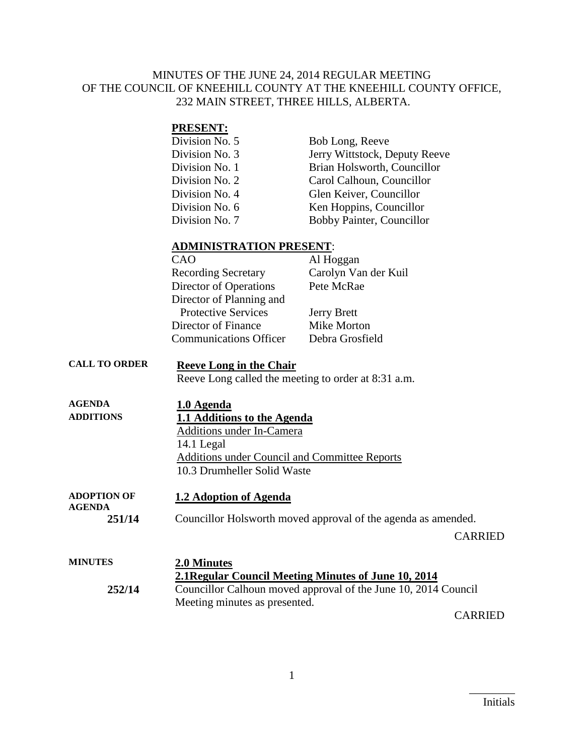MINUTES OF THE JUNE 24, 2014 REGULAR MEETING OF THE COUNCIL OF KNEEHILL COUNTY AT THE KNEEHILL COUNTY OFFICE, 232 MAIN STREET, THREE HILLS, ALBERTA.

**PRESENT:**

| | |
|---|---|
| Division No. 5 | Bob Long, Reeve |
| Division No. 3 | Jerry Wittstock, Deputy Reeve |
| Division No. 1 | Brian Holsworth, Councillor |
| Division No. 2 | Carol Calhoun, Councillor |
| Division No. 4 | Glen Keiver, Councillor |
| Division No. 6 | Ken Hoppins, Councillor |
| Division No. 7 | Bobby Painter, Councillor |

**ADMINISTRATION PRESENT**:

| | |
|---|---|
| CAO | Al Hoggan |
| Recording Secretary | Carolyn Van der Kuil |
| Director of Operations | Pete McRae |
| Director of Planning and Protective Services | Jerry Brett |
| Director of Finance | Mike Morton |
| Communications Officer | Debra Grosfield |

**CALL TO ORDER**

**Reeve Long in the Chair**

Reeve Long called the meeting to order at 8:31 a.m.

**AGENDA ADDITIONS**

**1.0 Agenda**

**1.1 Additions to the Agenda**

Additions under In-Camera

14.1 Legal

Additions under Council and Committee Reports

10.3 Drumheller Solid Waste

**ADOPTION OF AGENDA**

**1.2 Adoption of Agenda**

**251/14** Councillor Holsworth moved approval of the agenda as amended.

CARRIED

**MINUTES**

**2.0 Minutes**

**2.1Regular Council Meeting Minutes of June 10, 2014**

**252/14** Councillor Calhoun moved approval of the June 10, 2014 Council Meeting minutes as presented.

CARRIED

Initials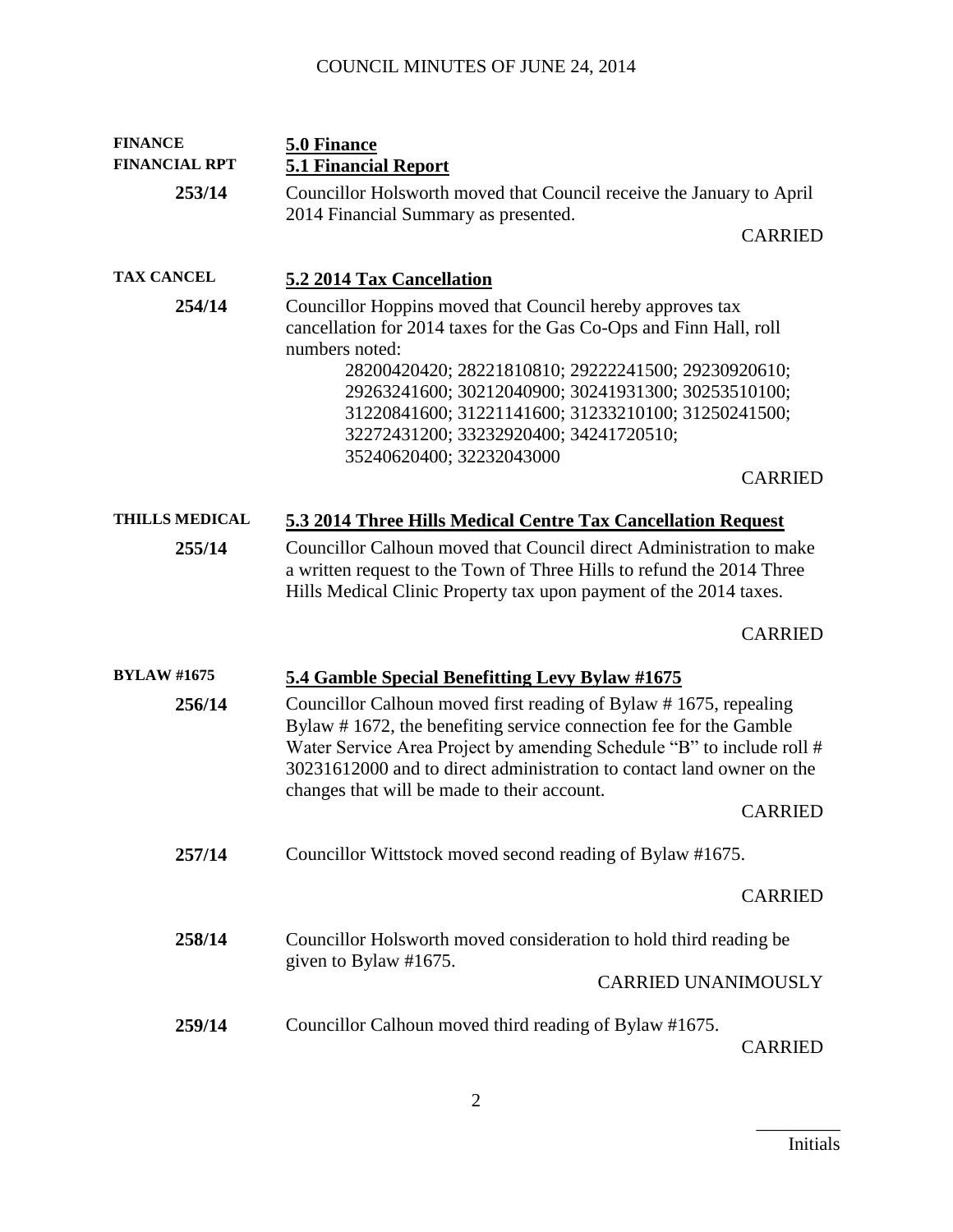**FINANCE** **5.0 Finance**

**FINANCIAL RPT** **5.1 Financial Report**

**253/14** Councillor Holsworth moved that Council receive the January to April 2014 Financial Summary as presented.

CARRIED

**TAX CANCEL** **5.2 2014 Tax Cancellation**

**254/14** Councillor Hoppins moved that Council hereby approves tax cancellation for 2014 taxes for the Gas Co-Ops and Finn Hall, roll numbers noted:

28200420420; 28221810810; 29222241500; 29230920610; 29263241600; 30212040900; 30241931300; 30253510100; 31220841600; 31221141600; 31233210100; 31250241500; 32272431200; 33232920400; 34241720510; 35240620400; 32232043000

CARRIED

**THILLS MEDICAL** **5.3 2014 Three Hills Medical Centre Tax Cancellation Request**

**255/14** Councillor Calhoun moved that Council direct Administration to make a written request to the Town of Three Hills to refund the 2014 Three Hills Medical Clinic Property tax upon payment of the 2014 taxes.

CARRIED

**BYLAW #1675** **5.4 Gamble Special Benefitting Levy Bylaw #1675**

**256/14** Councillor Calhoun moved first reading of Bylaw # 1675, repealing Bylaw # 1672, the benefiting service connection fee for the Gamble Water Service Area Project by amending Schedule "B" to include roll # 30231612000 and to direct administration to contact land owner on the changes that will be made to their account.

CARRIED

**257/14** Councillor Wittstock moved second reading of Bylaw #1675.

CARRIED

**258/14** Councillor Holsworth moved consideration to hold third reading be given to Bylaw #1675.

CARRIED UNANIMOUSLY

**259/14** Councillor Calhoun moved third reading of Bylaw #1675.

CARRIED

_________
Initials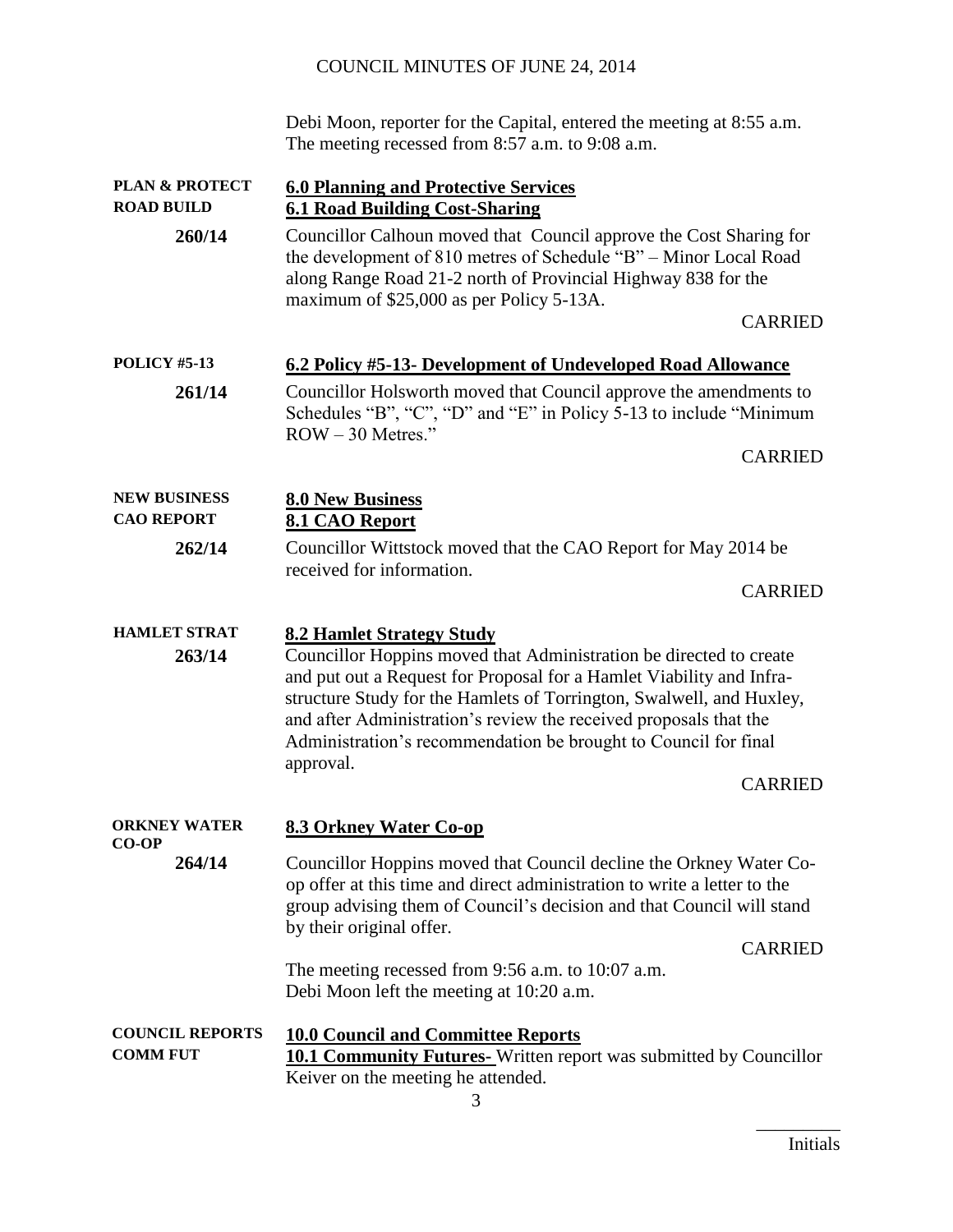Debi Moon, reporter for the Capital, entered the meeting at 8:55 a.m.
The meeting recessed from 8:57 a.m. to 9:08 a.m.

**PLAN & PROTECT ROAD BUILD**

## 6.0 Planning and Protective Services

### 6.1 Road Building Cost-Sharing

**260/14**

Councillor Calhoun moved that Council approve the Cost Sharing for the development of 810 metres of Schedule "B" – Minor Local Road along Range Road 21-2 north of Provincial Highway 838 for the maximum of $25,000 as per Policy 5-13A.

CARRIED

**POLICY #5-13**

### 6.2 Policy #5-13- Development of Undeveloped Road Allowance

**261/14**

Councillor Holsworth moved that Council approve the amendments to Schedules "B", "C", "D" and "E" in Policy 5-13 to include "Minimum ROW – 30 Metres."

CARRIED

**NEW BUSINESS CAO REPORT**

## 8.0 New Business

### 8.1 CAO Report

**262/14**

Councillor Wittstock moved that the CAO Report for May 2014 be received for information.

CARRIED

**HAMLET STRAT**

### 8.2 Hamlet Strategy Study

**263/14**

Councillor Hoppins moved that Administration be directed to create and put out a Request for Proposal for a Hamlet Viability and Infrastructure Study for the Hamlets of Torrington, Swalwell, and Huxley, and after Administration's review the received proposals that the Administration's recommendation be brought to Council for final approval.

CARRIED

**ORKNEY WATER CO-OP**

### 8.3 Orkney Water Co-op

**264/14**

Councillor Hoppins moved that Council decline the Orkney Water Co-op offer at this time and direct administration to write a letter to the group advising them of Council's decision and that Council will stand by their original offer.

CARRIED

The meeting recessed from 9:56 a.m. to 10:07 a.m.
Debi Moon left the meeting at 10:20 a.m.

**COUNCIL REPORTS COMM FUT**

## 10.0 Council and Committee Reports

**10.1 Community Futures-** Written report was submitted by Councillor Keiver on the meeting he attended.

_________
Initials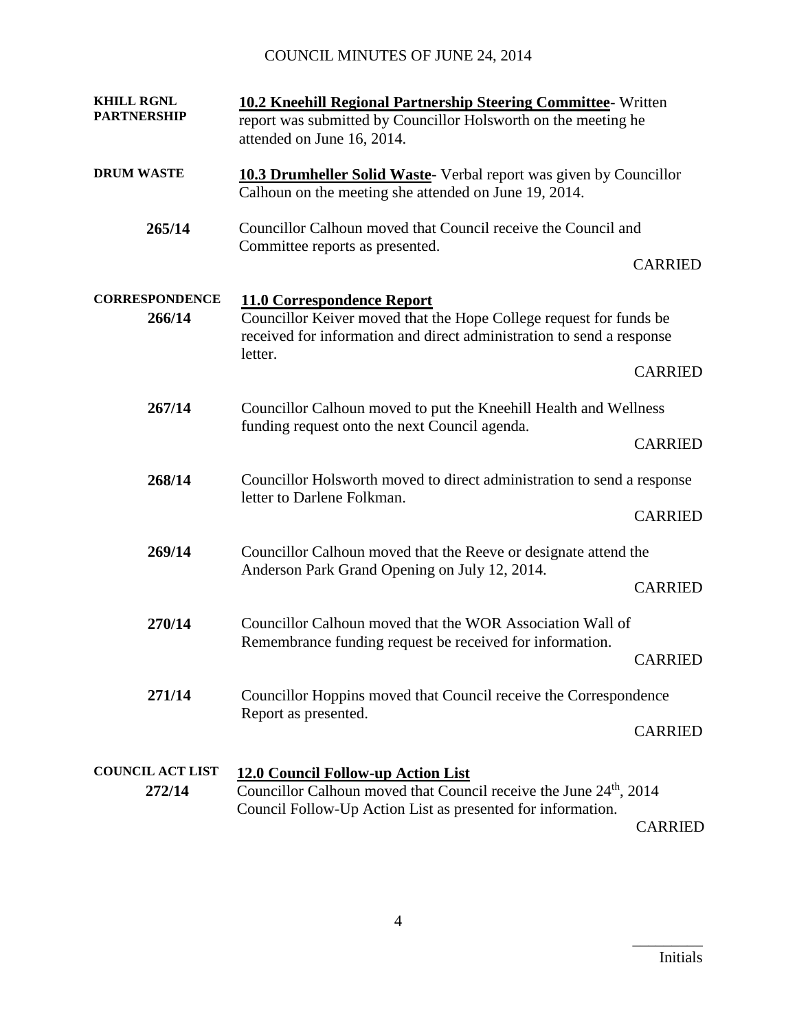| | |
|---|---|
| **KHILL RGNL PARTNERSHIP** | **10.2 Kneehill Regional Partnership Steering Committee**- Written report was submitted by Councillor Holsworth on the meeting he attended on June 16, 2014. |
| **DRUM WASTE** | **10.3 Drumheller Solid Waste**- Verbal report was given by Councillor Calhoun on the meeting she attended on June 19, 2014. |
| **265/14** | Councillor Calhoun moved that Council receive the Council and Committee reports as presented.<br>CARRIED |
| **CORRESPONDENCE** | **11.0 Correspondence Report** |
| **266/14** | Councillor Keiver moved that the Hope College request for funds be received for information and direct administration to send a response letter.<br>CARRIED |
| **267/14** | Councillor Calhoun moved to put the Kneehill Health and Wellness funding request onto the next Council agenda.<br>CARRIED |
| **268/14** | Councillor Holsworth moved to direct administration to send a response letter to Darlene Folkman.<br>CARRIED |
| **269/14** | Councillor Calhoun moved that the Reeve or designate attend the Anderson Park Grand Opening on July 12, 2014.<br>CARRIED |
| **270/14** | Councillor Calhoun moved that the WOR Association Wall of Remembrance funding request be received for information.<br>CARRIED |
| **271/14** | Councillor Hoppins moved that Council receive the Correspondence Report as presented.<br>CARRIED |
| **COUNCIL ACT LIST** | **12.0 Council Follow-up Action List** |
| **272/14** | Councillor Calhoun moved that Council receive the June 24th, 2014 Council Follow-Up Action List as presented for information.<br>CARRIED |

_________

Initials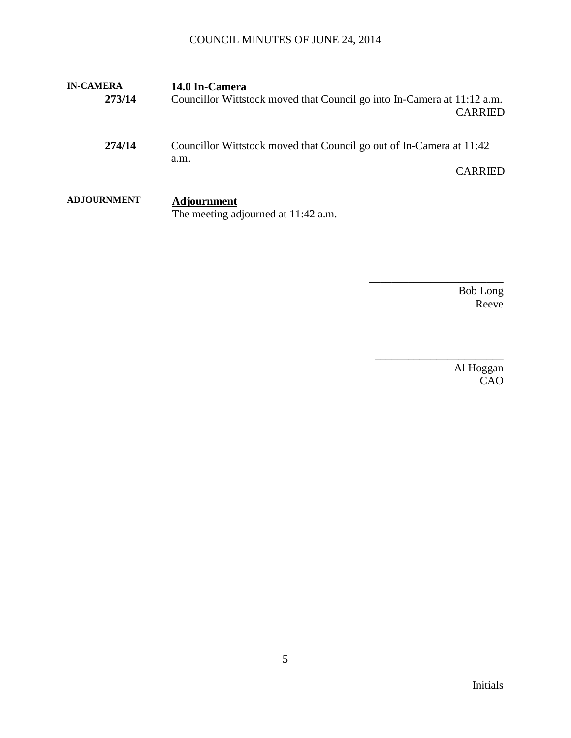**IN-CAMERA**

**14.0 In-Camera**

**273/14** Councillor Wittstock moved that Council go into In-Camera at 11:12 a.m.

CARRIED

**274/14** Councillor Wittstock moved that Council go out of In-Camera at 11:42 a.m.

CARRIED

**ADJOURNMENT**

**Adjournment**

The meeting adjourned at 11:42 a.m.

\_\_\_\_\_\_\_\_\_\_\_\_\_\_\_\_\_\_\_\_\_\_\_\_

Bob Long
Reeve

\_\_\_\_\_\_\_\_\_\_\_\_\_\_\_\_\_\_\_\_\_\_\_\_

Al Hoggan
CAO

\_\_\_\_\_\_\_\_\_

Initials